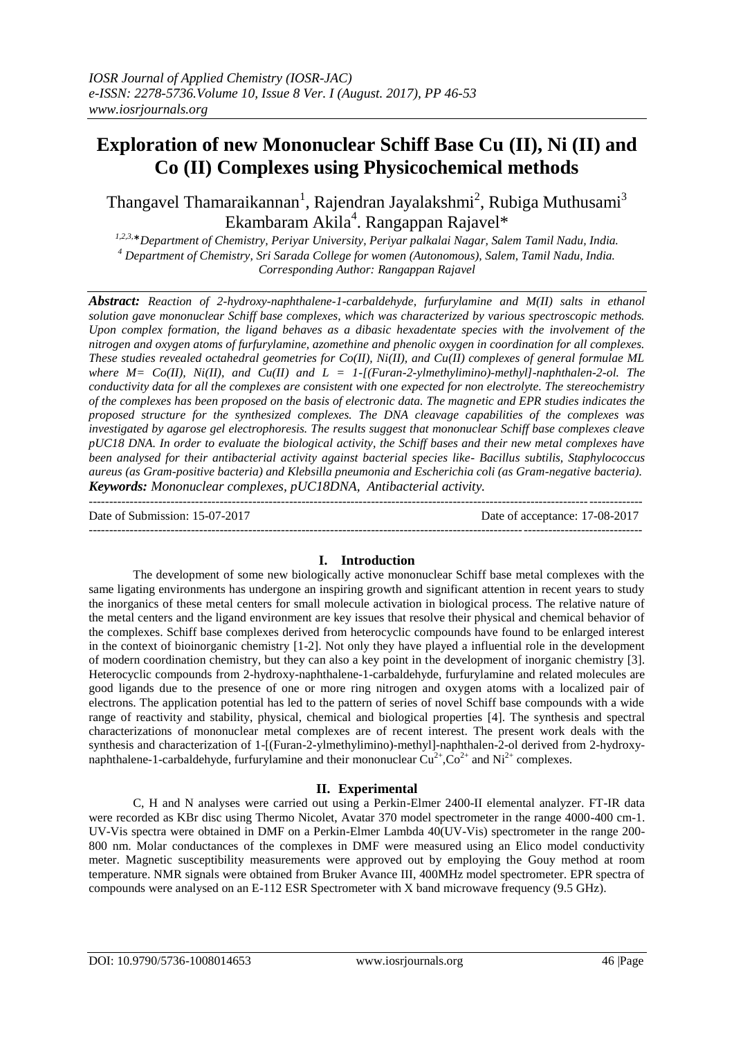# Exploration of new Mononuclear Schiff Base Cu (II), Ni (II) and Co (II) Complexes using Physicochemical methods

Thangavel Thamaraikannan[1], Rajendran Jayalakshmi[2], Rubiga Muthusami[3] Ekambaram Akila[4]. Rangappan Rajavel*

*[1,2,3,]*Department of Chemistry, Periyar University, Periyar palkalai Nagar, Salem Tamil Nadu, India.*
*[4] Department of Chemistry, Sri Sarada College for women (Autonomous), Salem, Tamil Nadu, India.*
*Corresponding Author: Rangappan Rajavel*

***Abstract:*** *Reaction of 2-hydroxy-naphthalene-1-carbaldehyde, furfurylamine and M(II) salts in ethanol solution gave mononuclear Schiff base complexes, which was characterized by various spectroscopic methods. Upon complex formation, the ligand behaves as a dibasic hexadentate species with the involvement of the nitrogen and oxygen atoms of furfurylamine, azomethine and phenolic oxygen in coordination for all complexes. These studies revealed octahedral geometries for Co(II), Ni(II), and Cu(II) complexes of general formulae ML where M= Co(II), Ni(II), and Cu(II) and L = 1-[(Furan-2-ylmethylimino)-methyl]-naphthalen-2-ol. The conductivity data for all the complexes are consistent with one expected for non electrolyte. The stereochemistry of the complexes has been proposed on the basis of electronic data. The magnetic and EPR studies indicates the proposed structure for the synthesized complexes. The DNA cleavage capabilities of the complexes was investigated by agarose gel electrophoresis. The results suggest that mononuclear Schiff base complexes cleave pUC18 DNA. In order to evaluate the biological activity, the Schiff bases and their new metal complexes have been analysed for their antibacterial activity against bacterial species like- Bacillus subtilis, Staphylococcus aureus (as Gram-positive bacteria) and Klebsilla pneumonia and Escherichia coli (as Gram-negative bacteria).*
***Keywords:*** *Mononuclear complexes, pUC18DNA, Antibacterial activity.*

---

Date of Submission: 15-07-2017 Date of acceptance: 17-08-2017

---

## I. Introduction

The development of some new biologically active mononuclear Schiff base metal complexes with the same ligating environments has undergone an inspiring growth and significant attention in recent years to study the inorganics of these metal centers for small molecule activation in biological process. The relative nature of the metal centers and the ligand environment are key issues that resolve their physical and chemical behavior of the complexes. Schiff base complexes derived from heterocyclic compounds have found to be enlarged interest in the context of bioinorganic chemistry [1-2]. Not only they have played a influential role in the development of modern coordination chemistry, but they can also a key point in the development of inorganic chemistry [3]. Heterocyclic compounds from 2-hydroxy-naphthalene-1-carbaldehyde, furfurylamine and related molecules are good ligands due to the presence of one or more ring nitrogen and oxygen atoms with a localized pair of electrons. The application potential has led to the pattern of series of novel Schiff base compounds with a wide range of reactivity and stability, physical, chemical and biological properties [4]. The synthesis and spectral characterizations of mononuclear metal complexes are of recent interest. The present work deals with the synthesis and characterization of 1-[(Furan-2-ylmethylimino)-methyl]-naphthalen-2-ol derived from 2-hydroxy-naphthalene-1-carbaldehyde, furfurylamine and their mononuclear $Cu^{2+}$, $Co^{2+}$ and $Ni^{2+}$ complexes.

## II. Experimental

C, H and N analyses were carried out using a Perkin-Elmer 2400-II elemental analyzer. FT-IR data were recorded as KBr disc using Thermo Nicolet, Avatar 370 model spectrometer in the range 4000-400 cm-1. UV-Vis spectra were obtained in DMF on a Perkin-Elmer Lambda 40(UV-Vis) spectrometer in the range 200-800 nm. Molar conductances of the complexes in DMF were measured using an Elico model conductivity meter. Magnetic susceptibility measurements were approved out by employing the Gouy method at room temperature. NMR signals were obtained from Bruker Avance III, 400MHz model spectrometer. EPR spectra of compounds were analysed on an E-112 ESR Spectrometer with X band microwave frequency (9.5 GHz).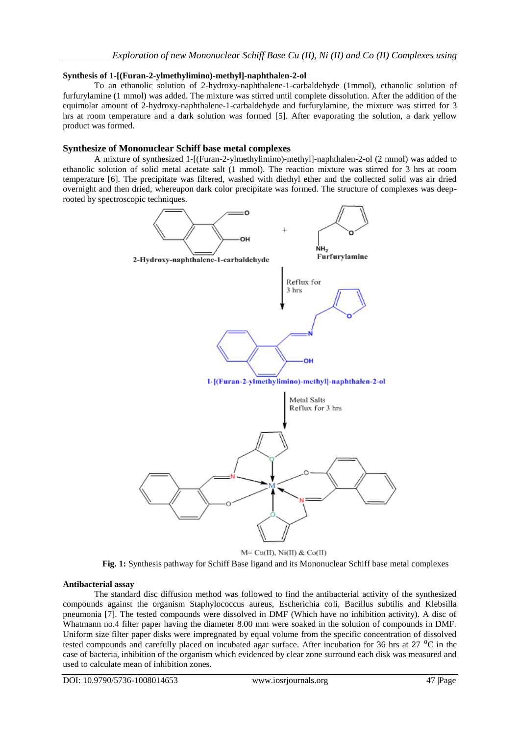### Synthesis of 1-[(Furan-2-ylmethylimino)-methyl]-naphthalen-2-ol

To an ethanolic solution of 2-hydroxy-naphthalene-1-carbaldehyde (1mmol), ethanolic solution of furfurylamine (1 mmol) was added. The mixture was stirred until complete dissolution. After the addition of the equimolar amount of 2-hydroxy-naphthalene-1-carbaldehyde and furfurylamine, the mixture was stirred for 3 hrs at room temperature and a dark solution was formed [5]. After evaporating the solution, a dark yellow product was formed.

### Synthesize of Mononuclear Schiff base metal complexes

A mixture of synthesized 1-[(Furan-2-ylmethylimino)-methyl]-naphthalen-2-ol (2 mmol) was added to ethanolic solution of solid metal acetate salt (1 mmol). The reaction mixture was stirred for 3 hrs at room temperature [6]. The precipitate was filtered, washed with diethyl ether and the collected solid was air dried overnight and then dried, whereupon dark color precipitate was formed. The structure of complexes was deep-rooted by spectroscopic techniques.

2-Hydroxy-naphthalene-1-carbaldehyde + Furfurylamine

Reflux for 3 hrs

1-[(Furan-2-ylmethylimino)-methyl]-naphthalen-2-ol

Metal Salts Reflux for 3 hrs

M= Cu(II), Ni(II) & Co(II)

**Fig. 1:** Synthesis pathway for Schiff Base ligand and its Mononuclear Schiff base metal complexes

### Antibacterial assay

The standard disc diffusion method was followed to find the antibacterial activity of the synthesized compounds against the organism Staphylococcus aureus, Escherichia coli, Bacillus subtilis and Klebsilla pneumonia [7]. The tested compounds were dissolved in DMF (Which have no inhibition activity). A disc of Whatmann no.4 filter paper having the diameter 8.00 mm were soaked in the solution of compounds in DMF. Uniform size filter paper disks were impregnated by equal volume from the specific concentration of dissolved tested compounds and carefully placed on incubated agar surface. After incubation for 36 hrs at 27 $^{0}$C in the case of bacteria, inhibition of the organism which evidenced by clear zone surround each disk was measured and used to calculate mean of inhibition zones.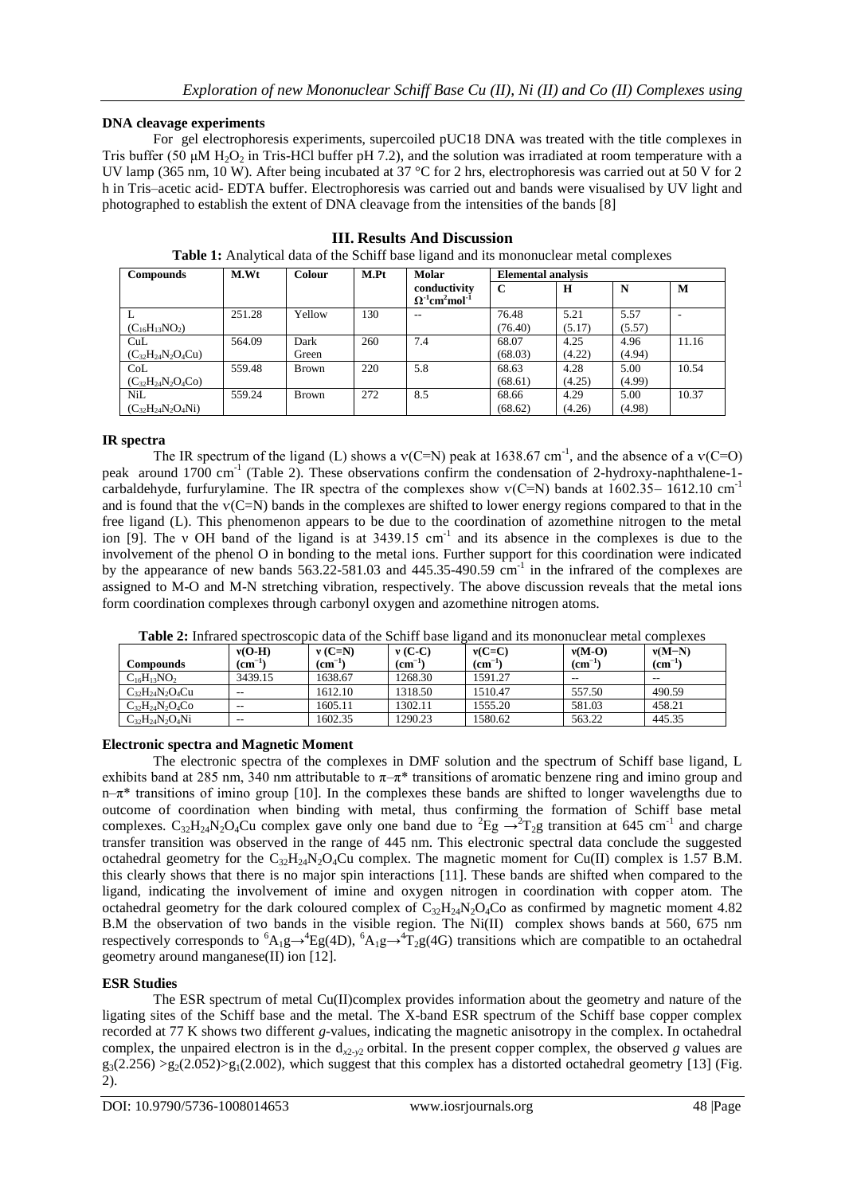### DNA cleavage experiments

For gel electrophoresis experiments, supercoiled pUC18 DNA was treated with the title complexes in Tris buffer (50 μM $H_2O_2$ in Tris-HCl buffer pH 7.2), and the solution was irradiated at room temperature with a UV lamp (365 nm, 10 W). After being incubated at 37 °C for 2 hrs, electrophoresis was carried out at 50 V for 2 h in Tris–acetic acid- EDTA buffer. Electrophoresis was carried out and bands were visualised by UV light and photographed to establish the extent of DNA cleavage from the intensities of the bands [8]

## III. Results And Discussion

**Table 1:** Analytical data of the Schiff base ligand and its mononuclear metal complexes

| Compounds | M.Wt | Colour | M.Pt | Molar conductivity $\Omega^{-1}cm^2mol^{-1}$ | Elemental analysis | | | |
|---|---|---|---|---|---|---|---|---|
| | | | | | C | H | N | M |
| L ($C_{16}H_{13}NO_2$) | 251.28 | Yellow | 130 | -- | 76.48 (76.40) | 5.21 (5.17) | 5.57 (5.57) | - |
| CuL ($C_{32}H_{24}N_2O_4Cu$) | 564.09 | Dark Green | 260 | 7.4 | 68.07 (68.03) | 4.25 (4.22) | 4.96 (4.94) | 11.16 |
| CoL ($C_{32}H_{24}N_2O_4Co$) | 559.48 | Brown | 220 | 5.8 | 68.63 (68.61) | 4.28 (4.25) | 5.00 (4.99) | 10.54 |
| NiL ($C_{32}H_{24}N_2O_4Ni$) | 559.24 | Brown | 272 | 8.5 | 68.66 (68.62) | 4.29 (4.26) | 5.00 (4.98) | 10.37 |

### IR spectra

The IR spectrum of the ligand (L) shows a ν(C=N) peak at 1638.67 $cm^{-1}$, and the absence of a ν(C=O) peak around 1700 $cm^{-1}$ (Table 2). These observations confirm the condensation of 2-hydroxy-naphthalene-1-carbaldehyde, furfurylamine. The IR spectra of the complexes show ν(C=N) bands at 1602.35– 1612.10 $cm^{-1}$ and is found that the ν(C=N) bands in the complexes are shifted to lower energy regions compared to that in the free ligand (L). This phenomenon appears to be due to the coordination of azomethine nitrogen to the metal ion [9]. The ν OH band of the ligand is at 3439.15 $cm^{-1}$ and its absence in the complexes is due to the involvement of the phenol O in bonding to the metal ions. Further support for this coordination were indicated by the appearance of new bands 563.22-581.03 and 445.35-490.59 $cm^{-1}$ in the infrared of the complexes are assigned to M-O and M-N stretching vibration, respectively. The above discussion reveals that the metal ions form coordination complexes through carbonyl oxygen and azomethine nitrogen atoms.

**Table 2:** Infrared spectroscopic data of the Schiff base ligand and its mononuclear metal complexes

| Compounds | ν(O-H) ($cm^{-1}$) | ν (C=N) ($cm^{-1}$) | ν (C-C) ($cm^{-1}$) | ν(C=C) ($cm^{-1}$) | ν(M-O) ($cm^{-1}$) | ν(M−N) ($cm^{-1}$) |
|---|---|---|---|---|---|---|
| $C_{16}H_{13}NO_2$ | 3439.15 | 1638.67 | 1268.30 | 1591.27 | -- | -- |
| $C_{32}H_{24}N_2O_4Cu$ | -- | 1612.10 | 1318.50 | 1510.47 | 557.50 | 490.59 |
| $C_{32}H_{24}N_2O_4Co$ | -- | 1605.11 | 1302.11 | 1555.20 | 581.03 | 458.21 |
| $C_{32}H_{24}N_2O_4Ni$ | -- | 1602.35 | 1290.23 | 1580.62 | 563.22 | 445.35 |

### Electronic spectra and Magnetic Moment

The electronic spectra of the complexes in DMF solution and the spectrum of Schiff base ligand, L exhibits band at 285 nm, 340 nm attributable to π–π* transitions of aromatic benzene ring and imino group and n–π* transitions of imino group [10]. In the complexes these bands are shifted to longer wavelengths due to outcome of coordination when binding with metal, thus confirming the formation of Schiff base metal complexes. $C_{32}H_{24}N_2O_4Cu$ complex gave only one band due to $^2Eg \rightarrow ^2T_2g$ transition at 645 $cm^{-1}$ and charge transfer transition was observed in the range of 445 nm. This electronic spectral data conclude the suggested octahedral geometry for the $C_{32}H_{24}N_2O_4Cu$ complex. The magnetic moment for Cu(II) complex is 1.57 B.M. this clearly shows that there is no major spin interactions [11]. These bands are shifted when compared to the ligand, indicating the involvement of imine and oxygen nitrogen in coordination with copper atom. The octahedral geometry for the dark coloured complex of $C_{32}H_{24}N_2O_4Co$ as confirmed by magnetic moment 4.82 B.M the observation of two bands in the visible region. The Ni(II) complex shows bands at 560, 675 nm respectively corresponds to $^6A_1g \rightarrow ^4Eg(4D)$, $^6A_1g \rightarrow ^4T_2g(4G)$ transitions which are compatible to an octahedral geometry around manganese(II) ion [12].

### ESR Studies

The ESR spectrum of metal Cu(II)complex provides information about the geometry and nature of the ligating sites of the Schiff base and the metal. The X-band ESR spectrum of the Schiff base copper complex recorded at 77 K shows two different *g*-values, indicating the magnetic anisotropy in the complex. In octahedral complex, the unpaired electron is in the $d_{x2-y2}$ orbital. In the present copper complex, the observed *g* values are $g_3(2.256) > g_2(2.052) > g_1(2.002)$, which suggest that this complex has a distorted octahedral geometry [13] (Fig. 2).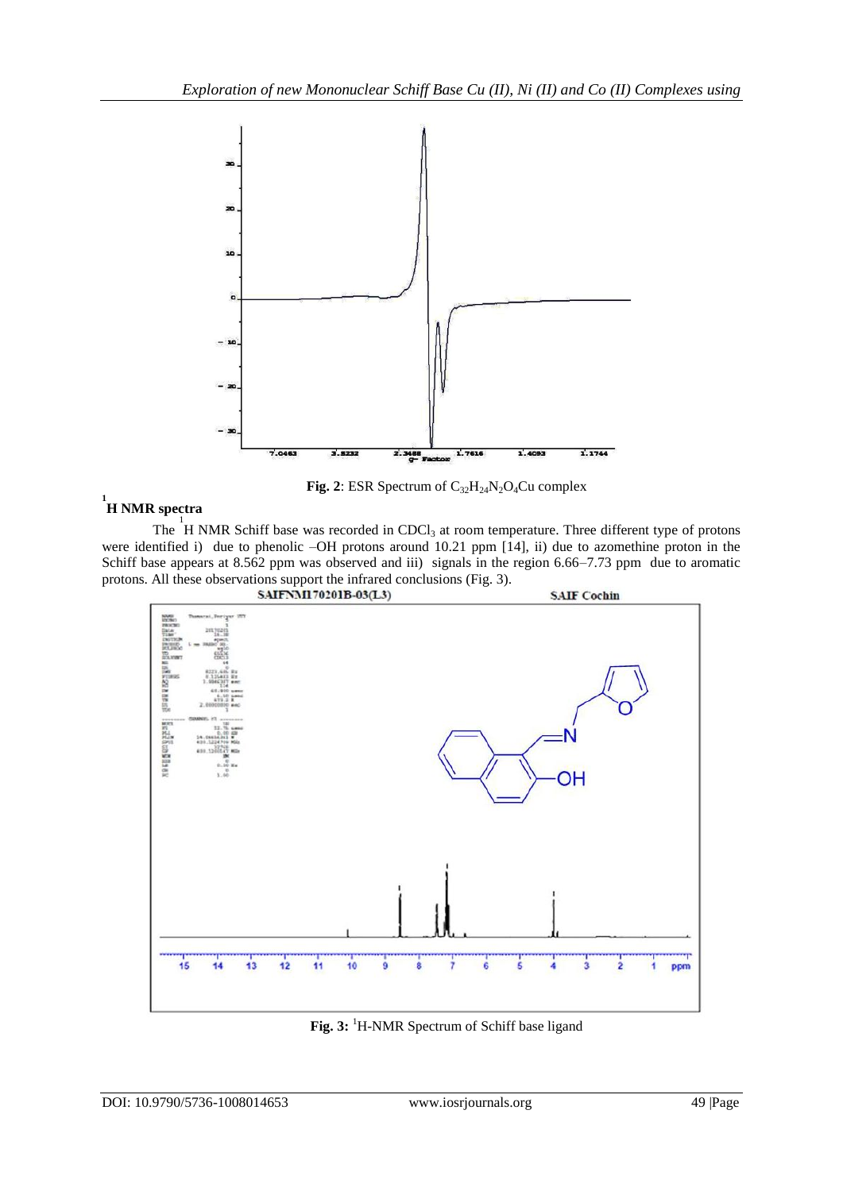**Fig. 2**: ESR Spectrum of $C_{32}H_{24}N_2O_4Cu$ complex

## $^1$H NMR spectra

The $^1$H NMR Schiff base was recorded in $CDCl_3$ at room temperature. Three different type of protons were identified i) due to phenolic –OH protons around 10.21 ppm [14], ii) due to azomethine proton in the Schiff base appears at 8.562 ppm was observed and iii) signals in the region 6.66–7.73 ppm due to aromatic protons. All these observations support the infrared conclusions (Fig. 3).

**Fig. 3:** $^1$H-NMR Spectrum of Schiff base ligand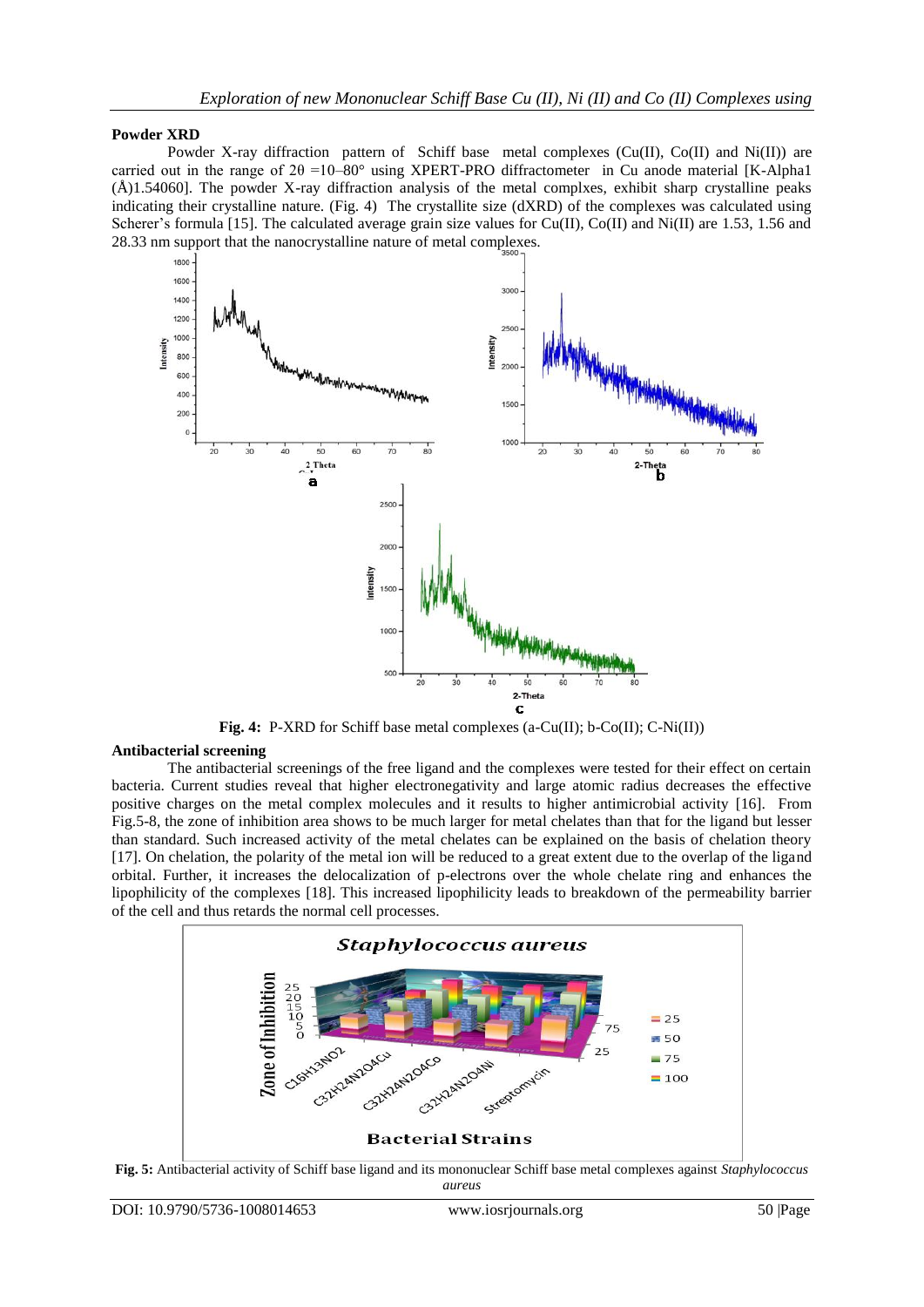## Powder XRD

Powder X-ray diffraction pattern of Schiff base metal complexes (Cu(II), Co(II) and Ni(II)) are carried out in the range of 2θ =10–80° using XPERT-PRO diffractometer in Cu anode material [K-Alpha1 (Å)1.54060]. The powder X-ray diffraction analysis of the metal complxes, exhibit sharp crystalline peaks indicating their crystalline nature. (Fig. 4) The crystallite size (dXRD) of the complexes was calculated using Scherer's formula [15]. The calculated average grain size values for Cu(II), Co(II) and Ni(II) are 1.53, 1.56 and 28.33 nm support that the nanocrystalline nature of metal complexes.

**Fig. 4:** P-XRD for Schiff base metal complexes (a-Cu(II); b-Co(II); C-Ni(II))

## Antibacterial screening

The antibacterial screenings of the free ligand and the complexes were tested for their effect on certain bacteria. Current studies reveal that higher electronegativity and large atomic radius decreases the effective positive charges on the metal complex molecules and it results to higher antimicrobial activity [16]. From Fig.5-8, the zone of inhibition area shows to be much larger for metal chelates than that for the ligand but lesser than standard. Such increased activity of the metal chelates can be explained on the basis of chelation theory [17]. On chelation, the polarity of the metal ion will be reduced to a great extent due to the overlap of the ligand orbital. Further, it increases the delocalization of p-electrons over the whole chelate ring and enhances the lipophilicity of the complexes [18]. This increased lipophilicity leads to breakdown of the permeability barrier of the cell and thus retards the normal cell processes.

**Fig. 5:** Antibacterial activity of Schiff base ligand and its mononuclear Schiff base metal complexes against *Staphylococcus aureus*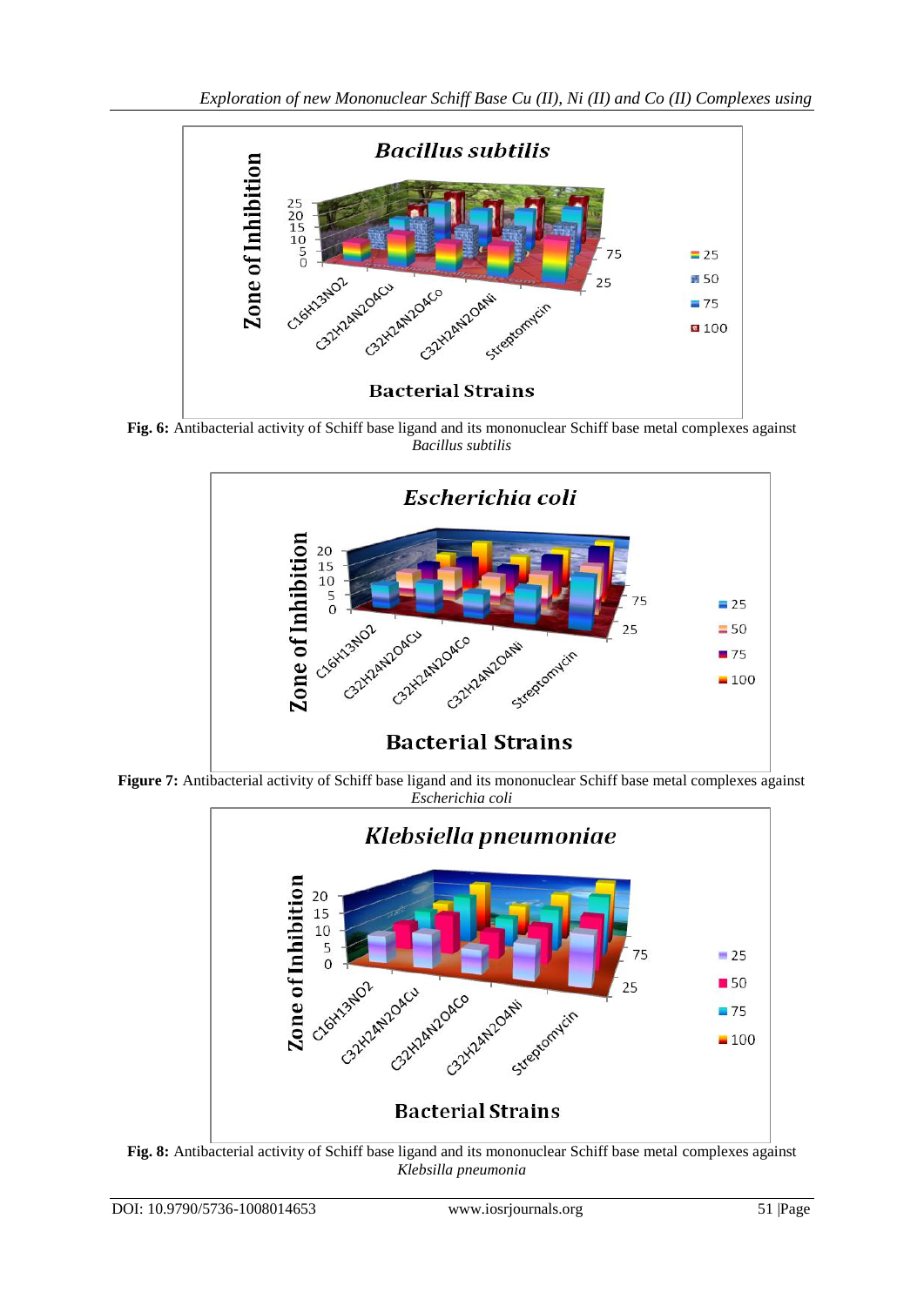**Fig. 6:** Antibacterial activity of Schiff base ligand and its mononuclear Schiff base metal complexes against *Bacillus subtilis*

**Figure 7:** Antibacterial activity of Schiff base ligand and its mononuclear Schiff base metal complexes against *Escherichia coli*

**Fig. 8:** Antibacterial activity of Schiff base ligand and its mononuclear Schiff base metal complexes against *Klebsilla pneumonia*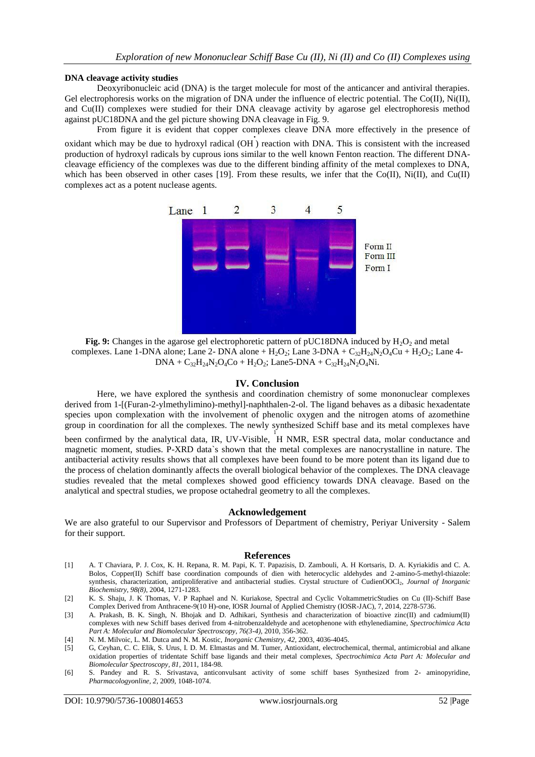**DNA cleavage activity studies**

Deoxyribonucleic acid (DNA) is the target molecule for most of the anticancer and antiviral therapies. Gel electrophoresis works on the migration of DNA under the influence of electric potential. The Co(II), Ni(II), and Cu(II) complexes were studied for their DNA cleavage activity by agarose gel electrophoresis method against pUC18DNA and the gel picture showing DNA cleavage in Fig. 9.

From figure it is evident that copper complexes cleave DNA more effectively in the presence of oxidant which may be due to hydroxyl radical ($OH^{\bullet}$) reaction with DNA. This is consistent with the increased production of hydroxyl radicals by cuprous ions similar to the well known Fenton reaction. The different DNA-cleavage efficiency of the complexes was due to the different binding affinity of the metal complexes to DNA, which has been observed in other cases [19]. From these results, we infer that the Co(II), Ni(II), and Cu(II) complexes act as a potent nuclease agents.

**Fig. 9:** Changes in the agarose gel electrophoretic pattern of pUC18DNA induced by $H_2O_2$ and metal complexes. Lane 1-DNA alone; Lane 2- DNA alone + $H_2O_2$; Lane 3-DNA + $C_{32}H_{24}N_2O_4Cu$ + $H_2O_2$; Lane 4-DNA + $C_{32}H_{24}N_2O_4Co$ + $H_2O_2$; Lane5-DNA + $C_{32}H_{24}N_2O_4Ni$.

## IV. Conclusion

Here, we have explored the synthesis and coordination chemistry of some mononuclear complexes derived from 1-[(Furan-2-ylmethylimino)-methyl]-naphthalen-2-ol. The ligand behaves as a dibasic hexadentate species upon complexation with the involvement of phenolic oxygen and the nitrogen atoms of azomethine group in coordination for all the complexes. The newly synthesized Schiff base and its metal complexes have been confirmed by the analytical data, IR, UV-Visible, $^1$H NMR, ESR spectral data, molar conductance and magnetic moment, studies. P-XRD data`s shown that the metal complexes are nanocrystalline in nature. The antibacterial activity results shows that all complexes have been found to be more potent than its ligand due to the process of chelation dominantly affects the overall biological behavior of the complexes. The DNA cleavage studies revealed that the metal complexes showed good efficiency towards DNA cleavage. Based on the analytical and spectral studies, we propose octahedral geometry to all the complexes.

## Acknowledgement

We are also grateful to our Supervisor and Professors of Department of chemistry, Periyar University - Salem for their support.

## References

[1] A. T Chaviara, P. J. Cox, K. H. Repana, R. M. Papi, K. T. Papazisis, D. Zambouli, A. H Kortsaris, D. A. Kyriakidis and C. A. Bolos, Copper(II) Schiff base coordination compounds of dien with heterocyclic aldehydes and 2-amino-5-methyl-thiazole: synthesis, characterization, antiproliferative and antibacterial studies. Crystal structure of CudienOOCl$_2$, *Journal of Inorganic Biochemistry, 98(8)*, 2004, 1271-1283.

[2] K. S. Shaju, J. K Thomas, V. P Raphael and N. Kuriakose, Spectral and Cyclic VoltammetricStudies on Cu (II)-Schiff Base Complex Derived from Anthracene-9(10 H)-one, IOSR Journal of Applied Chemistry (IOSR-JAC), 7, 2014, 2278-5736.

[3] A. Prakash, B. K. Singh, N. Bhojak and D. Adhikari, Synthesis and characterization of bioactive zinc(II) and cadmium(II) complexes with new Schiff bases derived from 4-nitrobenzaldehyde and acetophenone with ethylenediamine, *Spectrochimica Acta Part A: Molecular and Biomolecular Spectroscopy, 76(3-4)*, 2010, 356-362.

[4] N. M. Milvoic, L. M. Dutca and N. M. Kostic, *Inorganic Chemistry, 42*, 2003, 4036-4045.

[5] G, Ceyhan, C. C. Elik, S. Urus, I. D. M. Elmastas and M. Tumer, Antioxidant, electrochemical, thermal, antimicrobial and alkane oxidation properties of tridentate Schiff base ligands and their metal complexes, *Spectrochimica Acta Part A: Molecular and Biomolecular Spectroscopy, 81*, 2011, 184-98.

[6] S. Pandey and R. S. Srivastava, anticonvulsant activity of some schiff bases Synthesized from 2- aminopyridine, *Pharmacologyonline, 2*, 2009, 1048-1074.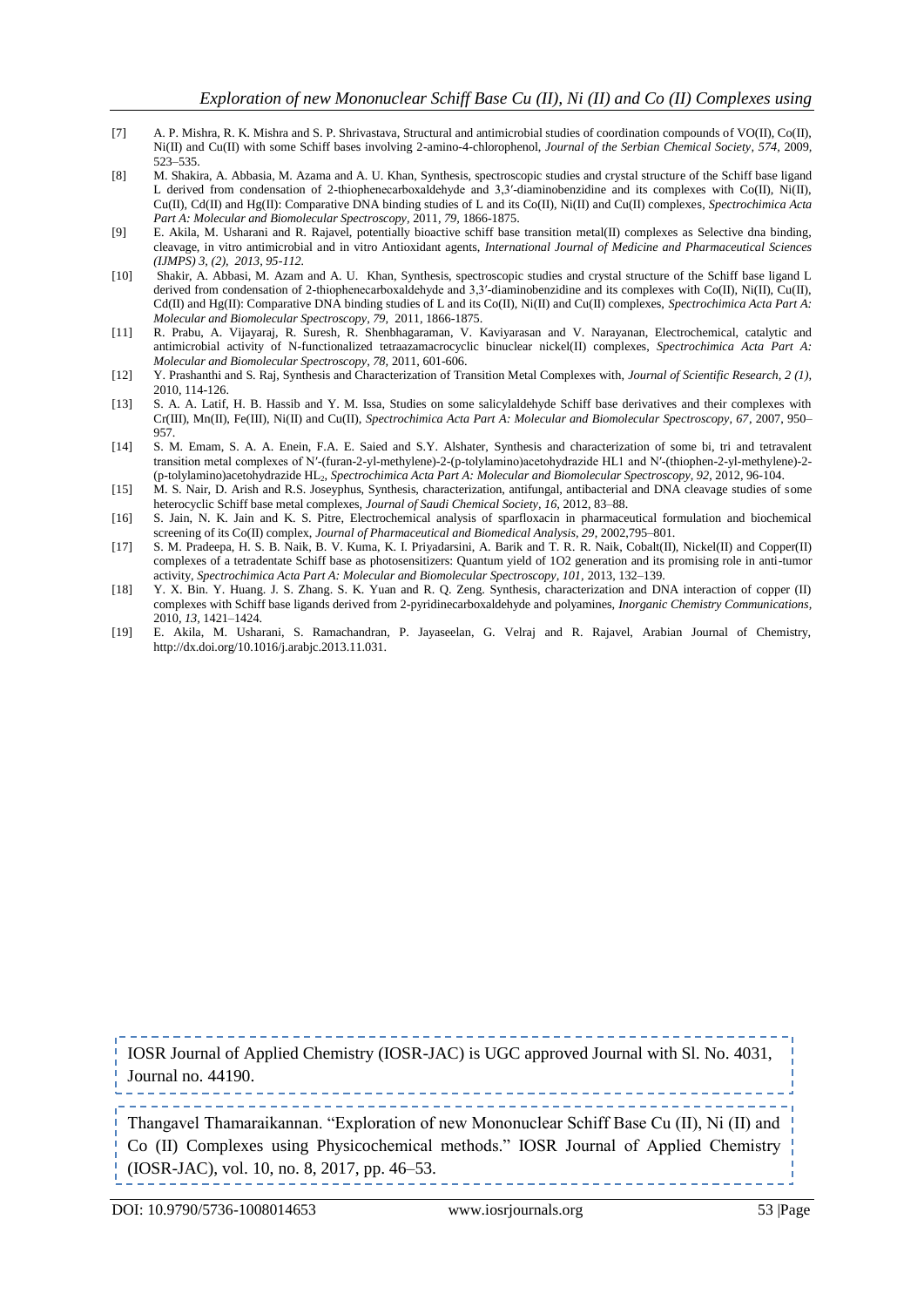[7] A. P. Mishra, R. K. Mishra and S. P. Shrivastava, Structural and antimicrobial studies of coordination compounds of VO(II), Co(II), Ni(II) and Cu(II) with some Schiff bases involving 2-amino-4-chlorophenol, *Journal of the Serbian Chemical Society*, *574*, 2009, 523–535.

[8] M. Shakira, A. Abbasia, M. Azama and A. U. Khan, Synthesis, spectroscopic studies and crystal structure of the Schiff base ligand L derived from condensation of 2-thiophenecarboxaldehyde and 3,3′-diaminobenzidine and its complexes with Co(II), Ni(II), Cu(II), Cd(II) and Hg(II): Comparative DNA binding studies of L and its Co(II), Ni(II) and Cu(II) complexes, *Spectrochimica Acta Part A: Molecular and Biomolecular Spectroscopy*, 2011, *79*, 1866-1875.

[9] E. Akila, M. Usharani and R. Rajavel, potentially bioactive schiff base transition metal(II) complexes as Selective dna binding, cleavage, in vitro antimicrobial and in vitro Antioxidant agents, *International Journal of Medicine and Pharmaceutical Sciences (IJMPS) 3, (2), 2013, 95-112.*

[10] Shakir, A. Abbasi, M. Azam and A. U. Khan, Synthesis, spectroscopic studies and crystal structure of the Schiff base ligand L derived from condensation of 2-thiophenecarboxaldehyde and 3,3′-diaminobenzidine and its complexes with Co(II), Ni(II), Cu(II), Cd(II) and Hg(II): Comparative DNA binding studies of L and its Co(II), Ni(II) and Cu(II) complexes, *Spectrochimica Acta Part A: Molecular and Biomolecular Spectroscopy*, *79*, 2011, 1866-1875.

[11] R. Prabu, A. Vijayaraj, R. Suresh, R. Shenbhagaraman, V. Kaviyarasan and V. Narayanan, Electrochemical, catalytic and antimicrobial activity of N-functionalized tetraazamacrocyclic binuclear nickel(II) complexes, *Spectrochimica Acta Part A: Molecular and Biomolecular Spectroscopy*, *78*, 2011, 601-606.

[12] Y. Prashanthi and S. Raj, Synthesis and Characterization of Transition Metal Complexes with, *Journal of Scientific Research, 2 (1)*, 2010, 114-126.

[13] S. A. A. Latif, H. B. Hassib and Y. M. Issa, Studies on some salicylaldehyde Schiff base derivatives and their complexes with Cr(III), Mn(II), Fe(III), Ni(II) and Cu(II), *Spectrochimica Acta Part A: Molecular and Biomolecular Spectroscopy*, *67*, 2007, 950–957.

[14] S. M. Emam, S. A. A. Enein, F.A. E. Saied and S.Y. Alshater, Synthesis and characterization of some bi, tri and tetravalent transition metal complexes of N′-(furan-2-yl-methylene)-2-(p-tolylamino)acetohydrazide HL1 and N′-(thiophen-2-yl-methylene)-2-(p-tolylamino)acetohydrazide $HL_2$, *Spectrochimica Acta Part A: Molecular and Biomolecular Spectroscopy*, *92*, 2012, 96-104.

[15] M. S. Nair, D. Arish and R.S. Joseyphus, Synthesis, characterization, antifungal, antibacterial and DNA cleavage studies of some heterocyclic Schiff base metal complexes, *Journal of Saudi Chemical Society*, *16*, 2012, 83–88.

[16] S. Jain, N. K. Jain and K. S. Pitre, Electrochemical analysis of sparfloxacin in pharmaceutical formulation and biochemical screening of its Co(II) complex, *Journal of Pharmaceutical and Biomedical Analysis*, *29*, 2002,795–801.

[17] S. M. Pradeepa, H. S. B. Naik, B. V. Kuma, K. I. Priyadarsini, A. Barik and T. R. R. Naik, Cobalt(II), Nickel(II) and Copper(II) complexes of a tetradentate Schiff base as photosensitizers: Quantum yield of 1O2 generation and its promising role in anti-tumor activity, *Spectrochimica Acta Part A: Molecular and Biomolecular Spectroscopy*, *101*, 2013, 132–139.

[18] Y. X. Bin. Y. Huang. J. S. Zhang. S. K. Yuan and R. Q. Zeng. Synthesis, characterization and DNA interaction of copper (II) complexes with Schiff base ligands derived from 2-pyridinecarboxaldehyde and polyamines, *Inorganic Chemistry Communications*, 2010, *13*, 1421–1424.

[19] E. Akila, M. Usharani, S. Ramachandran, P. Jayaseelan, G. Velraj and R. Rajavel, Arabian Journal of Chemistry, http://dx.doi.org/10.1016/j.arabjc.2013.11.031.

IOSR Journal of Applied Chemistry (IOSR-JAC) is UGC approved Journal with Sl. No. 4031, Journal no. 44190.

Thangavel Thamaraikannan. "Exploration of new Mononuclear Schiff Base Cu (II), Ni (II) and Co (II) Complexes using Physicochemical methods." IOSR Journal of Applied Chemistry (IOSR-JAC), vol. 10, no. 8, 2017, pp. 46–53.